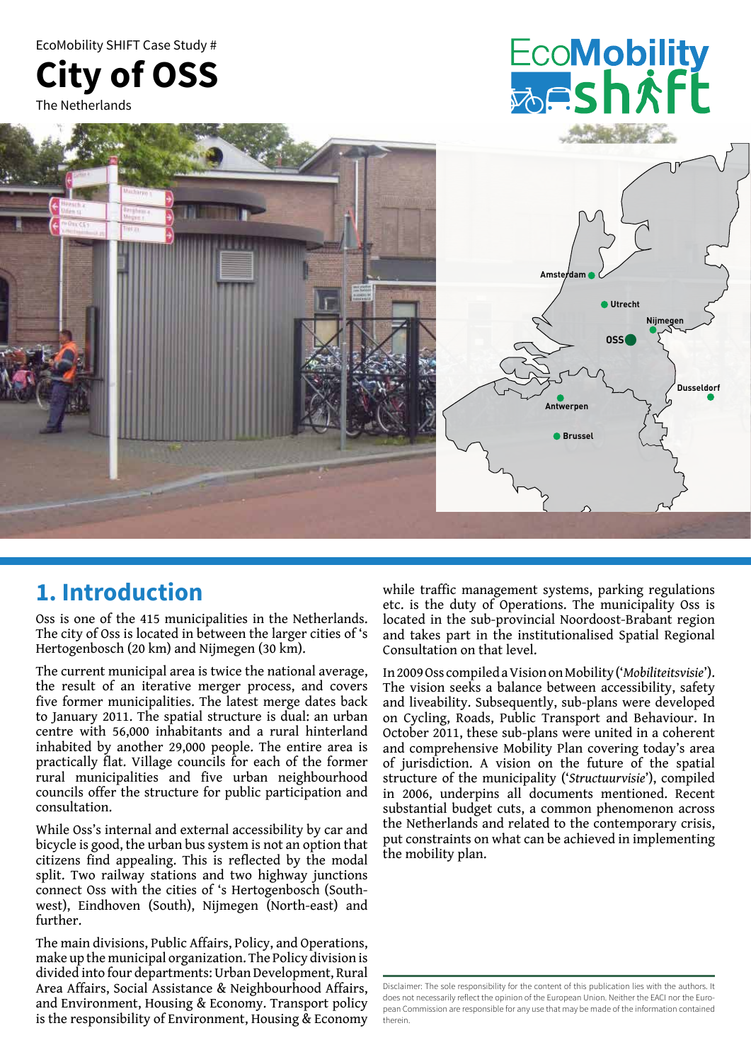EcoMobility SHIFT Case Study #

# City of OSS

The Netherlands

## 1. Introduction

Oss is one of the 415 municipalities in the Netherlands. The city of Oss is located in between the larger cities of 's Hertogenbosch (20 km) and Nijmegen (30 km).

The current municipal area is twice the national average, the result of an iterative merger process, and covers five former municipalities. The latest merge dates back to January 2011. The spatial structure is dual: an urban centre with 56,000 inhabitants and a rural hinterland inhabited by another 29,000 people. The entire area is practically flat. Village councils for each of the former rural municipalities and five urban neighbourhood councils offer the structure for public participation and consultation.

While Oss's internal and external accessibility by car and bicycle is good, the urban bus system is not an option that citizens find appealing. This is reflected by the modal split. Two railway stations and two highway junctions connect Oss with the cities of 's Hertogenbosch (Southwest), Eindhoven (South), Nijmegen (North-east) and further.

The main divisions, Public Affairs, Policy, and Operations, make up the municipal organization. The Policy division is divided into four departments: Urban Development, Rural Area Affairs, Social Assistance & Neighbourhood Affairs, and Environment, Housing & Economy. Transport policy is the responsibility of Environment, Housing & Economy while traffic management systems, parking regulations etc. is the duty of Operations. The municipality Oss is located in the sub-provincial Noordoost-Brabant region and takes part in the institutionalised Spatial Regional Consultation on that level.

In 2009 Oss compiled a Vision on Mobility ('*Mobiliteitsvisie*'). The vision seeks a balance between accessibility, safety and liveability. Subsequently, sub-plans were developed on Cycling, Roads, Public Transport and Behaviour. In October 2011, these sub-plans were united in a coherent and comprehensive Mobility Plan covering today's area of jurisdiction. A vision on the future of the spatial structure of the municipality ('*Structuurvisie*'), compiled in 2006, underpins all documents mentioned. Recent substantial budget cuts, a common phenomenon across the Netherlands and related to the contemporary crisis, put constraints on what can be achieved in implementing the mobility plan.

Disclaimer: The sole responsibility for the content of this publication lies with the authors. It does not necessarily reflect the opinion of the European Union. Neither the EACI nor the European Commission are responsible for any use that may be made of the information contained therein.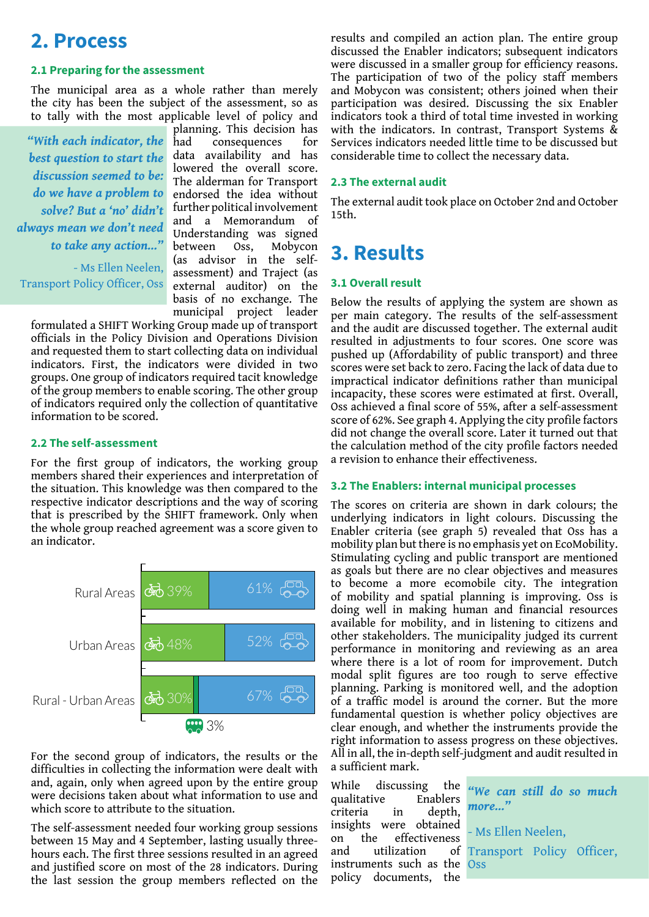## 2. Process

### 2.1 Preparing for the assessment

The municipal area as a whole rather than merely the city has been the subject of the assessment, so as to tally with the most applicable level of policy and planning. This decision has had consequences for data availability and has lowered the overall score. The alderman for Transport endorsed the idea without further political involvement and a Memorandum of Understanding was signed between Oss, Mobycon (as advisor in the self-assessment) and Traject (as external auditor) on the basis of no exchange. The municipal project leader formulated a SHIFT Working Group made up of transport officials in the Policy Division and Operations Division and requested them to start collecting data on individual indicators. First, the indicators were divided in two groups. One group of indicators required tacit knowledge of the group members to enable scoring. The other group of indicators required only the collection of quantitative information to be scored.

> *"With each indicator, the best question to start the discussion seemed to be: do we have a problem to solve? But a 'no' didn't always mean we don't need to take any action..."*
>
> \- Ms Ellen Neelen, Transport Policy Officer, Oss

### 2.2 The self-assessment

For the first group of indicators, the working group members shared their experiences and interpretation of the situation. This knowledge was then compared to the respective indicator descriptions and the way of scoring that is prescribed by the SHIFT framework. Only when the whole group reached agreement was a score given to an indicator.

| | Bicycle | Car |
|---|---|---|
| Rural Areas | 39% | 61% |
| Urban Areas | 48% | 52% |
| Rural - Urban Areas | 30% | 67% |

Bus (Rural - Urban Areas): 3%

For the second group of indicators, the results or the difficulties in collecting the information were dealt with and, again, only when agreed upon by the entire group were decisions taken about what information to use and which score to attribute to the situation.

The self-assessment needed four working group sessions between 15 May and 4 September, lasting usually three-hours each. The first three sessions resulted in an agreed and justified score on most of the 28 indicators. During the last session the group members reflected on the results and compiled an action plan. The entire group discussed the Enabler indicators; subsequent indicators were discussed in a smaller group for efficiency reasons. The participation of two of the policy staff members and Mobycon was consistent; others joined when their participation was desired. Discussing the six Enabler indicators took a third of total time invested in working with the indicators. In contrast, Transport Systems & Services indicators needed little time to be discussed but considerable time to collect the necessary data.

### 2.3 The external audit

The external audit took place on October 2nd and October 15th.

## 3. Results

### 3.1 Overall result

Below the results of applying the system are shown as per main category. The results of the self-assessment and the audit are discussed together. The external audit resulted in adjustments to four scores. One score was pushed up (Affordability of public transport) and three scores were set back to zero. Facing the lack of data due to impractical indicator definitions rather than municipal incapacity, these scores were estimated at first. Overall, Oss achieved a final score of 55%, after a self-assessment score of 62%. See graph 4. Applying the city profile factors did not change the overall score. Later it turned out that the calculation method of the city profile factors needed a revision to enhance their effectiveness.

### 3.2 The Enablers: internal municipal processes

The scores on criteria are shown in dark colours; the underlying indicators in light colours. Discussing the Enabler criteria (see graph 5) revealed that Oss has a mobility plan but there is no emphasis yet on EcoMobility. Stimulating cycling and public transport are mentioned as goals but there are no clear objectives and measures to become a more ecomobile city. The integration of mobility and spatial planning is improving. Oss is doing well in making human and financial resources available for mobility, and in listening to citizens and other stakeholders. The municipality judged its current performance in monitoring and reviewing as an area where there is a lot of room for improvement. Dutch modal split figures are too rough to serve effective planning. Parking is monitored well, and the adoption of a traffic model is around the corner. But the more fundamental question is whether policy objectives are clear enough, and whether the instruments provide the right information to assess progress on these objectives. All in all, the in-depth self-judgment and audit resulted in a sufficient mark.

> *"We can still do so much more..."*
>
> \- Ms Ellen Neelen, Transport Policy Officer, Oss

While discussing the qualitative Enablers criteria in depth, insights were obtained on the effectiveness and utilization of instruments such as the policy documents, the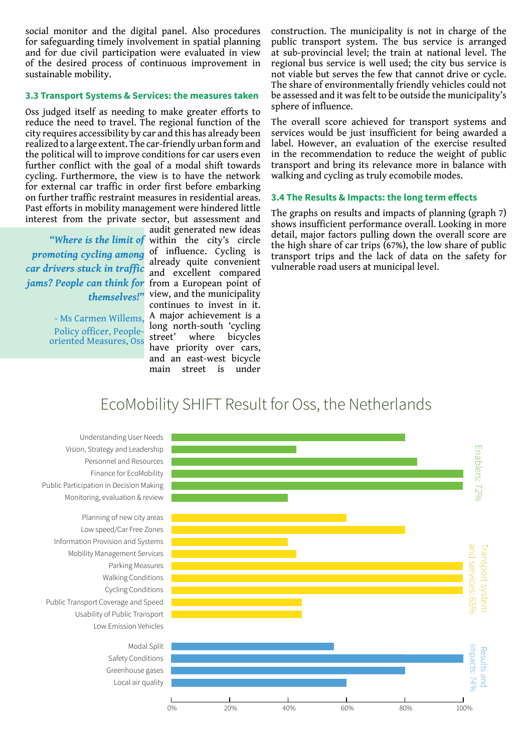social monitor and the digital panel. Also procedures for safeguarding timely involvement in spatial planning and for due civil participation were evaluated in view of the desired process of continuous improvement in sustainable mobility.

### 3.3 Transport Systems & Services: the measures taken

Oss judged itself as needing to make greater efforts to reduce the need to travel. The regional function of the city requires accessibility by car and this has already been realized to a large extent. The car-friendly urban form and the political will to improve conditions for car users even further conflict with the goal of a modal shift towards cycling. Furthermore, the view is to have the network for external car traffic in order first before embarking on further traffic restraint measures in residential areas. Past efforts in mobility management were hindered little interest from the private sector, but assessment and audit generated new ideas within the city's circle of influence. Cycling is already quite convenient and excellent compared from a European point of view, and the municipality continues to invest in it. A major achievement is a long north-south 'cycling street' where bicycles have priority over cars, and an east-west bicycle main street is under construction. The municipality is not in charge of the public transport system. The bus service is arranged at sub-provincial level; the train at national level. The regional bus service is well used; the city bus service is not viable but serves the few that cannot drive or cycle. The share of environmentally friendly vehicles could not be assessed and it was felt to be outside the municipality's sphere of influence.

> ***"Where is the limit of promoting cycling among car drivers stuck in traffic jams? People can think for themselves!"***
>
> \- Ms Carmen Willems, Policy officer, People-oriented Measures, Oss

The overall score achieved for transport systems and services would be just insufficient for being awarded a label. However, an evaluation of the exercise resulted in the recommendation to reduce the weight of public transport and bring its relevance more in balance with walking and cycling as truly ecomobile modes.

### 3.4 The Results & Impacts: the long term effects

The graphs on results and impacts of planning (graph 7) shows insufficient performance overall. Looking in more detail, major factors pulling down the overall score are the high share of car trips (67%), the low share of public transport trips and the lack of data on the safety for vulnerable road users at municipal level.

## EcoMobility SHIFT Result for Oss, the Netherlands

**Enablers: 72%**
- Understanding User Needs
- Vision, Strategy and Leadership
- Personnel and Resources
- Finance for EcoMobility
- Public Participation in Decision Making
- Monitoring, evaluation & review

**Transport system and services: 65%**
- Planning of new city areas
- Low speed/Car Free Zones
- Information Provision and Systems
- Mobility Management Services
- Parking Measures
- Walking Conditions
- Cycling Conditions
- Public Transport Coverage and Speed
- Usability of Public Transport
- Low Emission Vehicles

**Results and impacts: 74%**
- Modal Split
- Safety Conditions
- Greenhouse gases
- Local air quality

0% 20% 40% 60% 80% 100%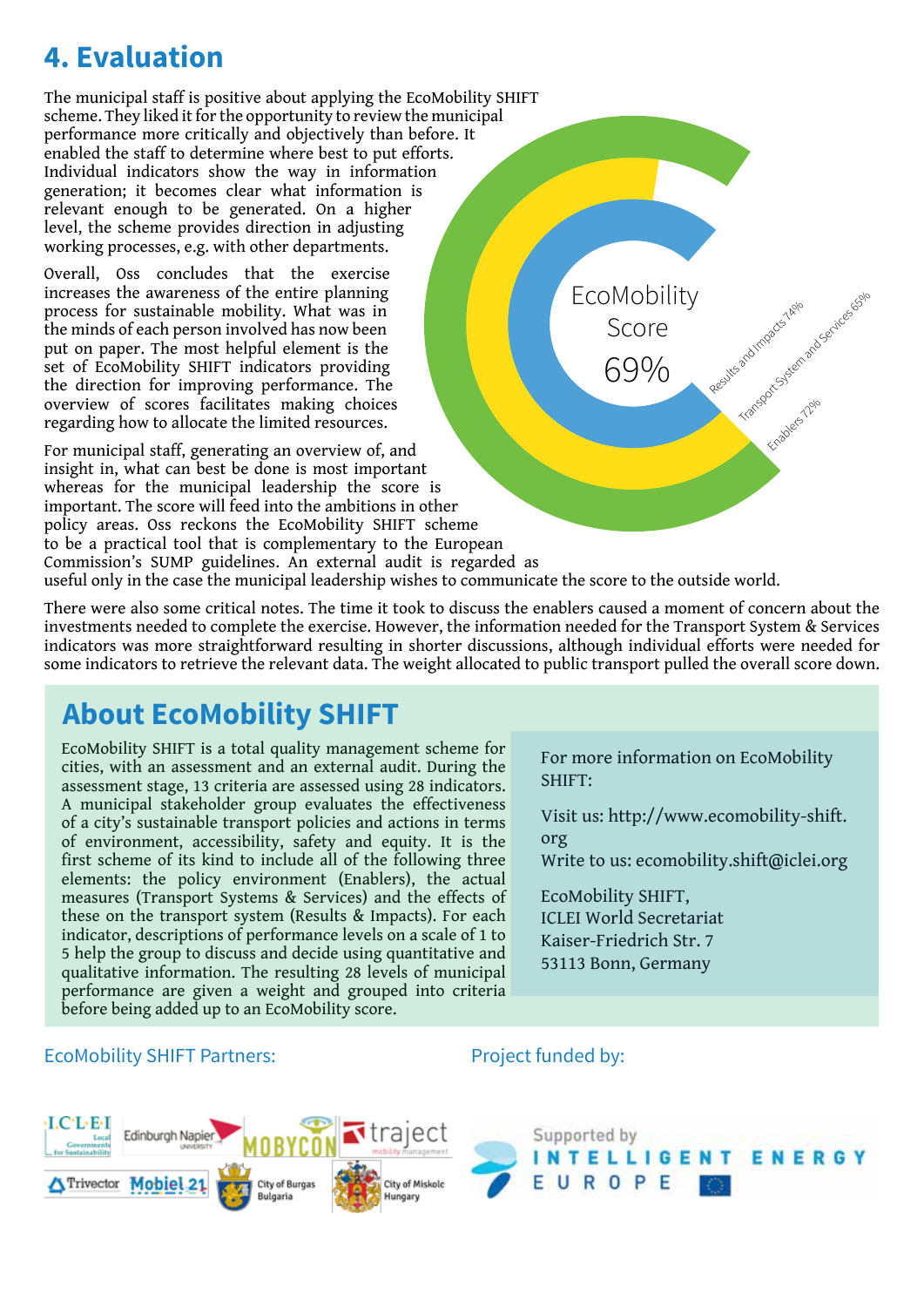## 4. Evaluation

The municipal staff is positive about applying the EcoMobility SHIFT scheme. They liked it for the opportunity to review the municipal performance more critically and objectively than before. It enabled the staff to determine where best to put efforts. Individual indicators show the way in information generation; it becomes clear what information is relevant enough to be generated. On a higher level, the scheme provides direction in adjusting working processes, e.g. with other departments.

Overall, Oss concludes that the exercise increases the awareness of the entire planning process for sustainable mobility. What was in the minds of each person involved has now been put on paper. The most helpful element is the set of EcoMobility SHIFT indicators providing the direction for improving performance. The overview of scores facilitates making choices regarding how to allocate the limited resources.

EcoMobility Score 69%

Results and Impacts 74%

Transport System and Services 65%

Enablers 72%

For municipal staff, generating an overview of, and insight in, what can best be done is most important whereas for the municipal leadership the score is important. The score will feed into the ambitions in other policy areas. Oss reckons the EcoMobility SHIFT scheme to be a practical tool that is complementary to the European Commission's SUMP guidelines. An external audit is regarded as useful only in the case the municipal leadership wishes to communicate the score to the outside world.

There were also some critical notes. The time it took to discuss the enablers caused a moment of concern about the investments needed to complete the exercise. However, the information needed for the Transport System & Services indicators was more straightforward resulting in shorter discussions, although individual efforts were needed for some indicators to retrieve the relevant data. The weight allocated to public transport pulled the overall score down.

## About EcoMobility SHIFT

EcoMobility SHIFT is a total quality management scheme for cities, with an assessment and an external audit. During the assessment stage, 13 criteria are assessed using 28 indicators. A municipal stakeholder group evaluates the effectiveness of a city's sustainable transport policies and actions in terms of environment, accessibility, safety and equity. It is the first scheme of its kind to include all of the following three elements: the policy environment (Enablers), the actual measures (Transport Systems & Services) and the effects of these on the transport system (Results & Impacts). For each indicator, descriptions of performance levels on a scale of 1 to 5 help the group to discuss and decide using quantitative and qualitative information. The resulting 28 levels of municipal performance are given a weight and grouped into criteria before being added up to an EcoMobility score.

For more information on EcoMobility SHIFT:

Visit us: http://www.ecomobility-shift.org

Write to us: ecomobility.shift@iclei.org

EcoMobility SHIFT,
ICLEI World Secretariat
Kaiser-Friedrich Str. 7
53113 Bonn, Germany

EcoMobility SHIFT Partners:

ICLEI Local Governments for Sustainability, Edinburgh Napier University, MOBYCON, traject mobility management, Trivector, Mobiel 21, City of Burgas Bulgaria, City of Miskolc Hungary

Project funded by:

Supported by INTELLIGENT ENERGY EUROPE